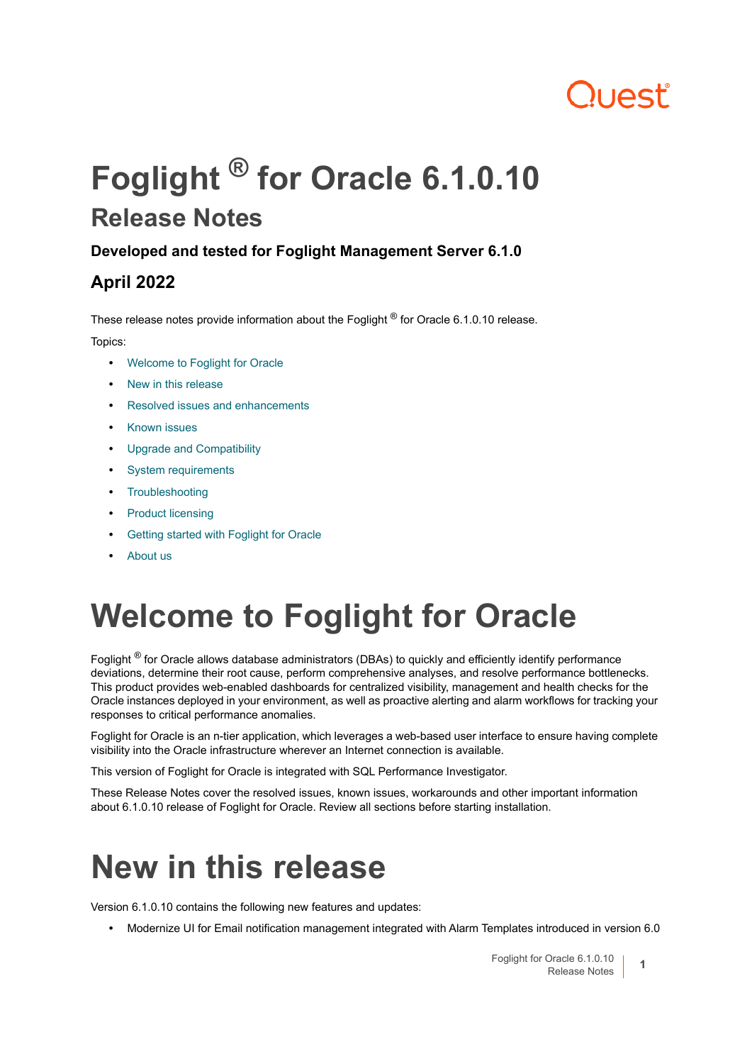# Foglight ® for Oracle 6.1.0.10

## Release Notes

### Developed and tested for Foglight Management Server 6.1.0

### April 2022

These release notes provide information about the Foglight ® for Oracle 6.1.0.10 release.

Topics:

- Welcome to Foglight for Oracle
- New in this release
- Resolved issues and enhancements
- Known issues
- Upgrade and Compatibility
- System requirements
- Troubleshooting
- Product licensing
- Getting started with Foglight for Oracle
- About us

# Welcome to Foglight for Oracle

Foglight ® for Oracle allows database administrators (DBAs) to quickly and efficiently identify performance deviations, determine their root cause, perform comprehensive analyses, and resolve performance bottlenecks. This product provides web-enabled dashboards for centralized visibility, management and health checks for the Oracle instances deployed in your environment, as well as proactive alerting and alarm workflows for tracking your responses to critical performance anomalies.

Foglight for Oracle is an n-tier application, which leverages a web-based user interface to ensure having complete visibility into the Oracle infrastructure wherever an Internet connection is available.

This version of Foglight for Oracle is integrated with SQL Performance Investigator.

These Release Notes cover the resolved issues, known issues, workarounds and other important information about 6.1.0.10 release of Foglight for Oracle. Review all sections before starting installation.

# New in this release

Version 6.1.0.10 contains the following new features and updates:

- Modernize UI for Email notification management integrated with Alarm Templates introduced in version 6.0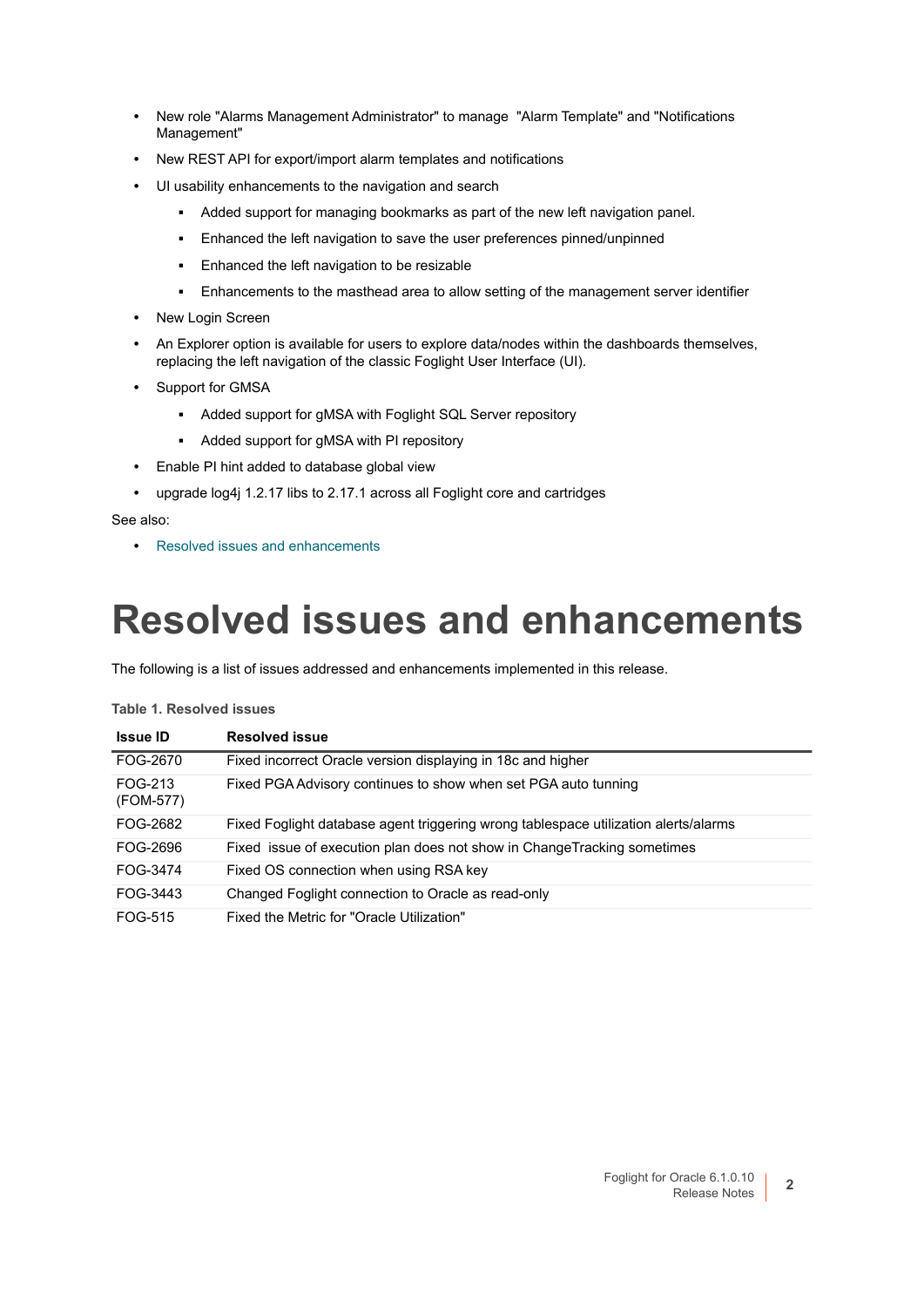- New role "Alarms Management Administrator" to manage "Alarm Template" and "Notifications Management"
- New REST API for export/import alarm templates and notifications
- UI usability enhancements to the navigation and search
  - Added support for managing bookmarks as part of the new left navigation panel.
  - Enhanced the left navigation to save the user preferences pinned/unpinned
  - Enhanced the left navigation to be resizable
  - Enhancements to the masthead area to allow setting of the management server identifier
- New Login Screen
- An Explorer option is available for users to explore data/nodes within the dashboards themselves, replacing the left navigation of the classic Foglight User Interface (UI).
- Support for GMSA
  - Added support for gMSA with Foglight SQL Server repository
  - Added support for gMSA with PI repository
- Enable PI hint added to database global view
- upgrade log4j 1.2.17 libs to 2.17.1 across all Foglight core and cartridges

See also:

- Resolved issues and enhancements

# Resolved issues and enhancements

The following is a list of issues addressed and enhancements implemented in this release.

**Table 1. Resolved issues**

| Issue ID | Resolved issue |
|---|---|
| FOG-2670 | Fixed incorrect Oracle version displaying in 18c and higher |
| FOG-213 (FOM-577) | Fixed PGA Advisory continues to show when set PGA auto tunning |
| FOG-2682 | Fixed Foglight database agent triggering wrong tablespace utilization alerts/alarms |
| FOG-2696 | Fixed issue of execution plan does not show in ChangeTracking sometimes |
| FOG-3474 | Fixed OS connection when using RSA key |
| FOG-3443 | Changed Foglight connection to Oracle as read-only |
| FOG-515 | Fixed the Metric for "Oracle Utilization" |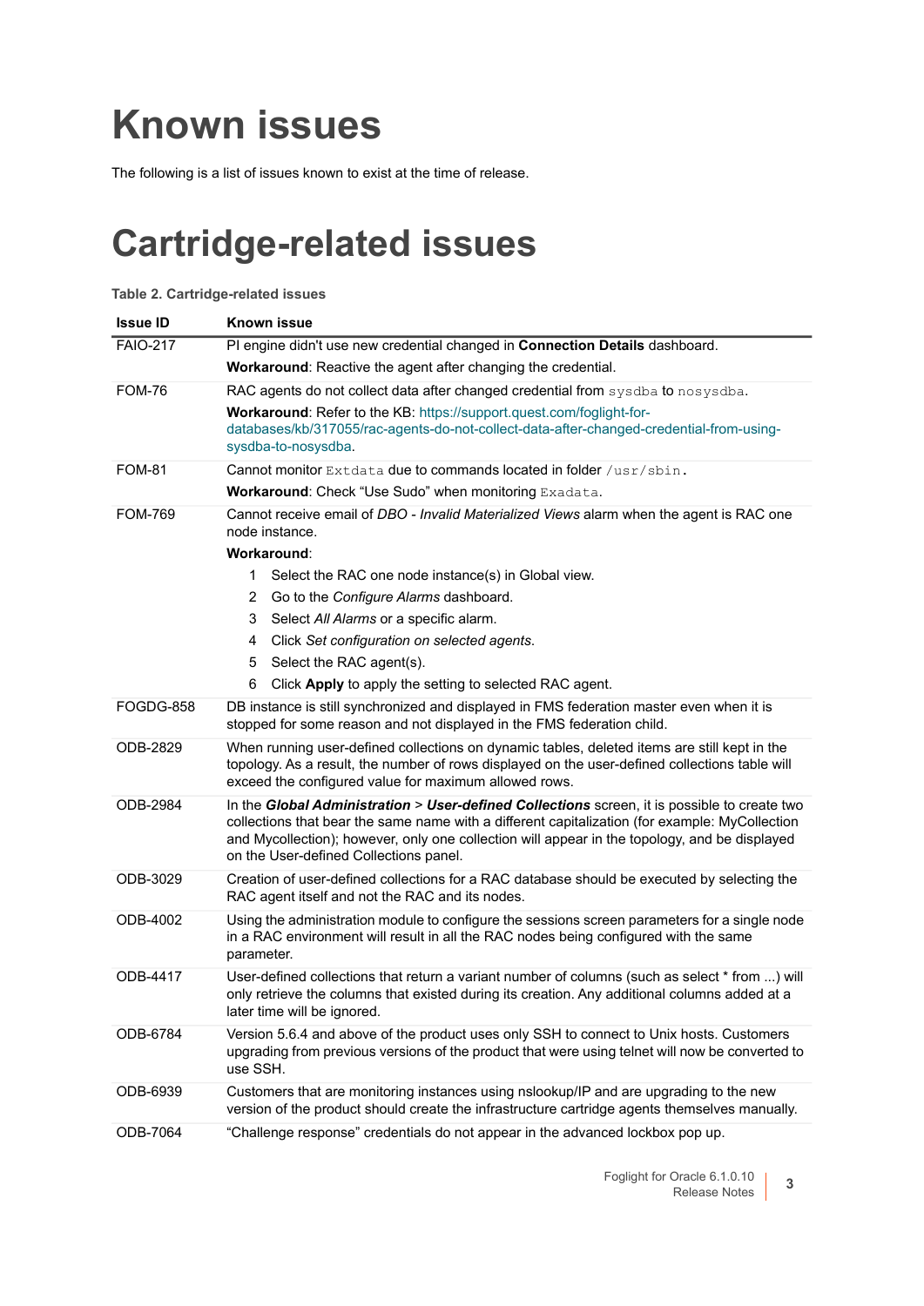# Known issues

The following is a list of issues known to exist at the time of release.

# Cartridge-related issues

**Table 2. Cartridge-related issues**

| Issue ID | Known issue |
|---|---|
| FAIO-217 | PI engine didn't use new credential changed in **Connection Details** dashboard.<br>**Workaround**: Reactive the agent after changing the credential. |
| FOM-76 | RAC agents do not collect data after changed credential from `sysdba` to `nosysdba`.<br>**Workaround**: Refer to the KB: https://support.quest.com/foglight-for-databases/kb/317055/rac-agents-do-not-collect-data-after-changed-credential-from-using-sysdba-to-nosysdba. |
| FOM-81 | Cannot monitor `Extdata` due to commands located in folder `/usr/sbin`.<br>**Workaround**: Check "Use Sudo" when monitoring `Exadata`. |
| FOM-769 | Cannot receive email of *DBO - Invalid Materialized Views* alarm when the agent is RAC one node instance.<br>**Workaround**:<br>1 Select the RAC one node instance(s) in Global view.<br>2 Go to the *Configure Alarms* dashboard.<br>3 Select *All Alarms* or a specific alarm.<br>4 Click *Set configuration on selected agents*.<br>5 Select the RAC agent(s).<br>6 Click **Apply** to apply the setting to selected RAC agent. |
| FOGDG-858 | DB instance is still synchronized and displayed in FMS federation master even when it is stopped for some reason and not displayed in the FMS federation child. |
| ODB-2829 | When running user-defined collections on dynamic tables, deleted items are still kept in the topology. As a result, the number of rows displayed on the user-defined collections table will exceed the configured value for maximum allowed rows. |
| ODB-2984 | In the ***Global Administration*** > ***User-defined Collections*** screen, it is possible to create two collections that bear the same name with a different capitalization (for example: MyCollection and Mycollection); however, only one collection will appear in the topology, and be displayed on the User-defined Collections panel. |
| ODB-3029 | Creation of user-defined collections for a RAC database should be executed by selecting the RAC agent itself and not the RAC and its nodes. |
| ODB-4002 | Using the administration module to configure the sessions screen parameters for a single node in a RAC environment will result in all the RAC nodes being configured with the same parameter. |
| ODB-4417 | User-defined collections that return a variant number of columns (such as select * from ...) will only retrieve the columns that existed during its creation. Any additional columns added at a later time will be ignored. |
| ODB-6784 | Version 5.6.4 and above of the product uses only SSH to connect to Unix hosts. Customers upgrading from previous versions of the product that were using telnet will now be converted to use SSH. |
| ODB-6939 | Customers that are monitoring instances using nslookup/IP and are upgrading to the new version of the product should create the infrastructure cartridge agents themselves manually. |
| ODB-7064 | "Challenge response" credentials do not appear in the advanced lockbox pop up. |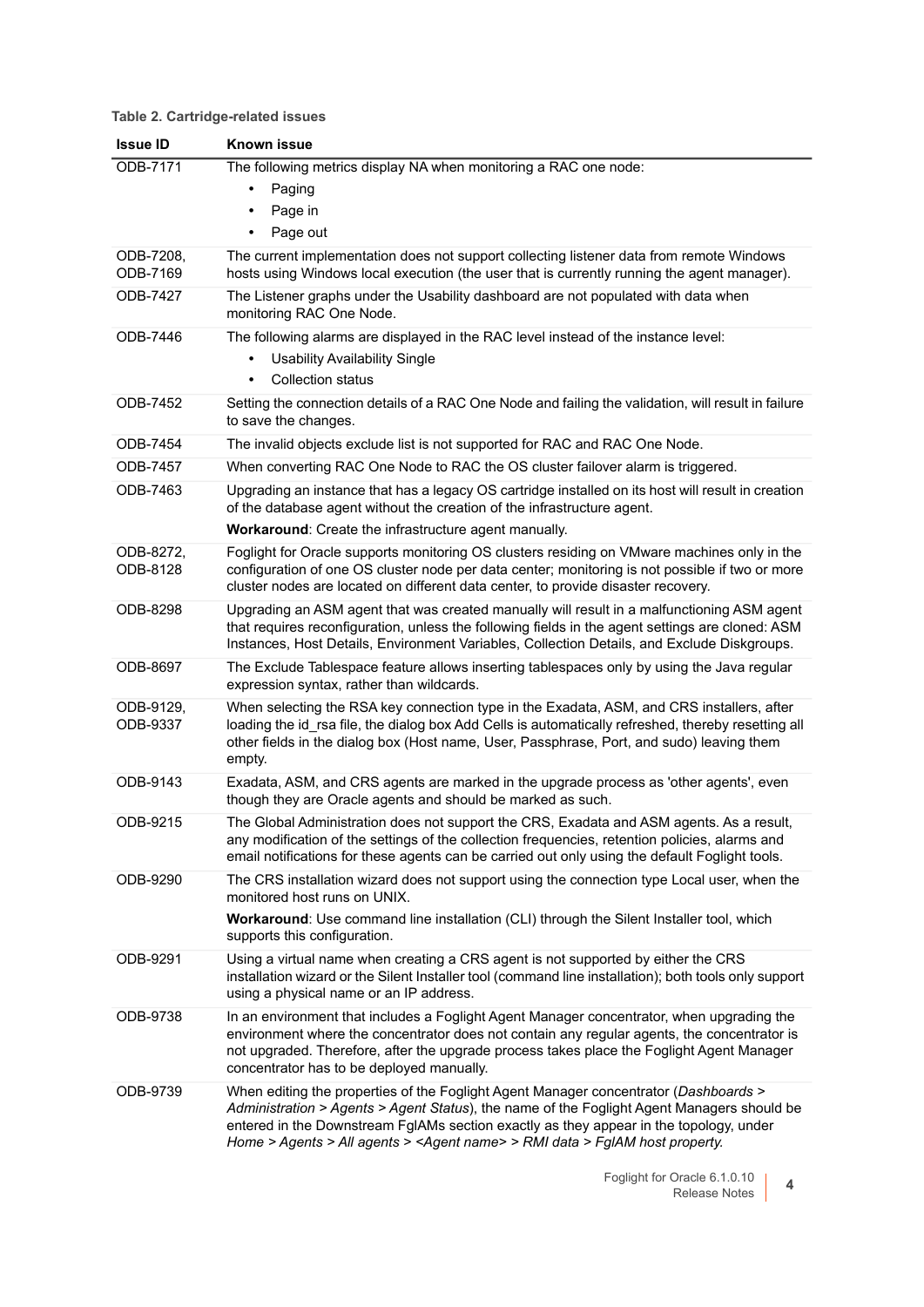**Table 2. Cartridge-related issues**

| Issue ID | Known issue |
| --- | --- |
| ODB-7171 | The following metrics display NA when monitoring a RAC one node: <br>• Paging <br>• Page in <br>• Page out |
| ODB-7208, ODB-7169 | The current implementation does not support collecting listener data from remote Windows hosts using Windows local execution (the user that is currently running the agent manager). |
| ODB-7427 | The Listener graphs under the Usability dashboard are not populated with data when monitoring RAC One Node. |
| ODB-7446 | The following alarms are displayed in the RAC level instead of the instance level: <br>• Usability Availability Single <br>• Collection status |
| ODB-7452 | Setting the connection details of a RAC One Node and failing the validation, will result in failure to save the changes. |
| ODB-7454 | The invalid objects exclude list is not supported for RAC and RAC One Node. |
| ODB-7457 | When converting RAC One Node to RAC the OS cluster failover alarm is triggered. |
| ODB-7463 | Upgrading an instance that has a legacy OS cartridge installed on its host will result in creation of the database agent without the creation of the infrastructure agent. <br>**Workaround**: Create the infrastructure agent manually. |
| ODB-8272, ODB-8128 | Foglight for Oracle supports monitoring OS clusters residing on VMware machines only in the configuration of one OS cluster node per data center; monitoring is not possible if two or more cluster nodes are located on different data center, to provide disaster recovery. |
| ODB-8298 | Upgrading an ASM agent that was created manually will result in a malfunctioning ASM agent that requires reconfiguration, unless the following fields in the agent settings are cloned: ASM Instances, Host Details, Environment Variables, Collection Details, and Exclude Diskgroups. |
| ODB-8697 | The Exclude Tablespace feature allows inserting tablespaces only by using the Java regular expression syntax, rather than wildcards. |
| ODB-9129, ODB-9337 | When selecting the RSA key connection type in the Exadata, ASM, and CRS installers, after loading the id_rsa file, the dialog box Add Cells is automatically refreshed, thereby resetting all other fields in the dialog box (Host name, User, Passphrase, Port, and sudo) leaving them empty. |
| ODB-9143 | Exadata, ASM, and CRS agents are marked in the upgrade process as 'other agents', even though they are Oracle agents and should be marked as such. |
| ODB-9215 | The Global Administration does not support the CRS, Exadata and ASM agents. As a result, any modification of the settings of the collection frequencies, retention policies, alarms and email notifications for these agents can be carried out only using the default Foglight tools. |
| ODB-9290 | The CRS installation wizard does not support using the connection type Local user, when the monitored host runs on UNIX. <br>**Workaround**: Use command line installation (CLI) through the Silent Installer tool, which supports this configuration. |
| ODB-9291 | Using a virtual name when creating a CRS agent is not supported by either the CRS installation wizard or the Silent Installer tool (command line installation); both tools only support using a physical name or an IP address. |
| ODB-9738 | In an environment that includes a Foglight Agent Manager concentrator, when upgrading the environment where the concentrator does not contain any regular agents, the concentrator is not upgraded. Therefore, after the upgrade process takes place the Foglight Agent Manager concentrator has to be deployed manually. |
| ODB-9739 | When editing the properties of the Foglight Agent Manager concentrator (*Dashboards > Administration > Agents > Agent Status*), the name of the Foglight Agent Managers should be entered in the Downstream FglAMs section exactly as they appear in the topology, under *Home > Agents > All agents > <Agent name> > RMI data > FglAM host property.* |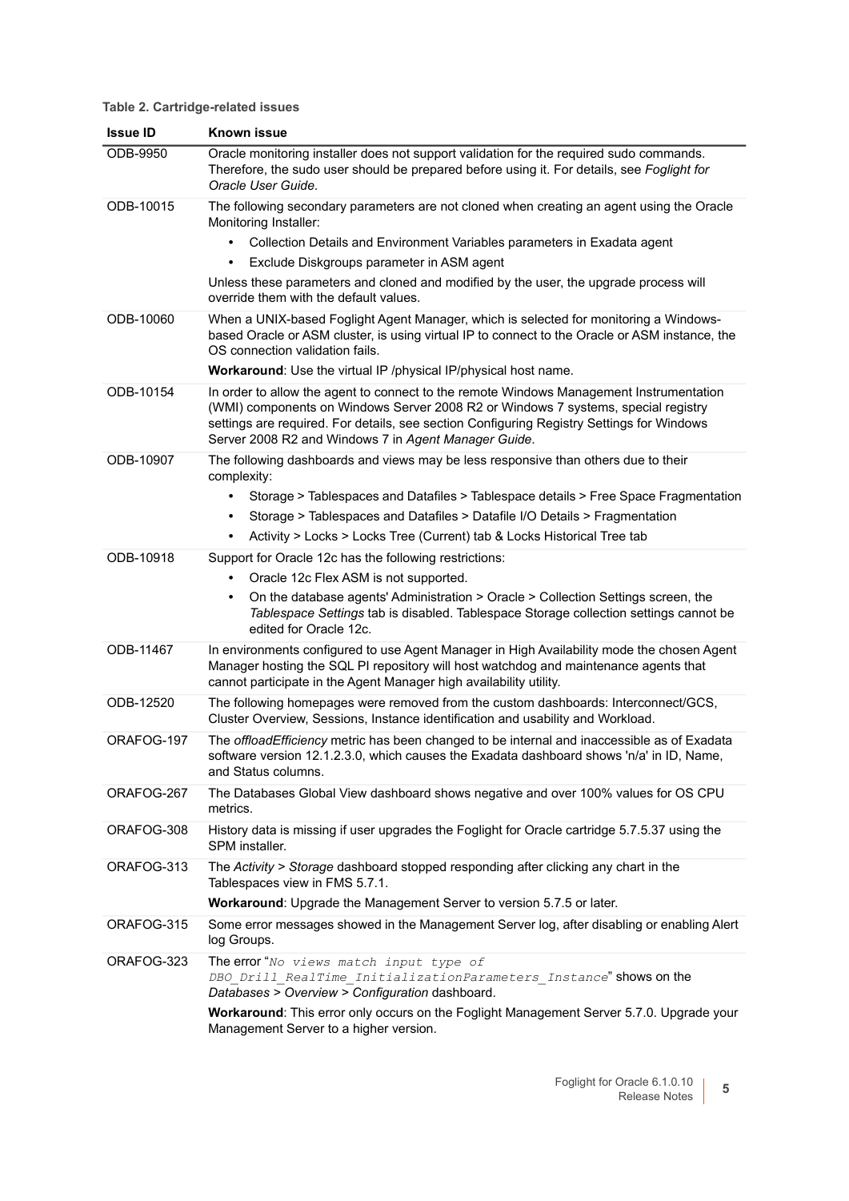**Table 2. Cartridge-related issues**

| Issue ID | Known issue |
|---|---|
| ODB-9950 | Oracle monitoring installer does not support validation for the required sudo commands. Therefore, the sudo user should be prepared before using it. For details, see *Foglight for Oracle User Guide*. |
| ODB-10015 | The following secondary parameters are not cloned when creating an agent using the Oracle Monitoring Installer:<br>• Collection Details and Environment Variables parameters in Exadata agent<br>• Exclude Diskgroups parameter in ASM agent<br>Unless these parameters and cloned and modified by the user, the upgrade process will override them with the default values. |
| ODB-10060 | When a UNIX-based Foglight Agent Manager, which is selected for monitoring a Windows-based Oracle or ASM cluster, is using virtual IP to connect to the Oracle or ASM instance, the OS connection validation fails.<br>**Workaround**: Use the virtual IP /physical IP/physical host name. |
| ODB-10154 | In order to allow the agent to connect to the remote Windows Management Instrumentation (WMI) components on Windows Server 2008 R2 or Windows 7 systems, special registry settings are required. For details, see section Configuring Registry Settings for Windows Server 2008 R2 and Windows 7 in *Agent Manager Guide*. |
| ODB-10907 | The following dashboards and views may be less responsive than others due to their complexity:<br>• Storage > Tablespaces and Datafiles > Tablespace details > Free Space Fragmentation<br>• Storage > Tablespaces and Datafiles > Datafile I/O Details > Fragmentation<br>• Activity > Locks > Locks Tree (Current) tab & Locks Historical Tree tab |
| ODB-10918 | Support for Oracle 12c has the following restrictions:<br>• Oracle 12c Flex ASM is not supported.<br>• On the database agents' Administration > Oracle > Collection Settings screen, the *Tablespace Settings* tab is disabled. Tablespace Storage collection settings cannot be edited for Oracle 12c. |
| ODB-11467 | In environments configured to use Agent Manager in High Availability mode the chosen Agent Manager hosting the SQL PI repository will host watchdog and maintenance agents that cannot participate in the Agent Manager high availability utility. |
| ODB-12520 | The following homepages were removed from the custom dashboards: Interconnect/GCS, Cluster Overview, Sessions, Instance identification and usability and Workload. |
| ORAFOG-197 | The *offloadEfficiency* metric has been changed to be internal and inaccessible as of Exadata software version 12.1.2.3.0, which causes the Exadata dashboard shows 'n/a' in ID, Name, and Status columns. |
| ORAFOG-267 | The Databases Global View dashboard shows negative and over 100% values for OS CPU metrics. |
| ORAFOG-308 | History data is missing if user upgrades the Foglight for Oracle cartridge 5.7.5.37 using the SPM installer. |
| ORAFOG-313 | The *Activity* > *Storage* dashboard stopped responding after clicking any chart in the Tablespaces view in FMS 5.7.1.<br>**Workaround**: Upgrade the Management Server to version 5.7.5 or later. |
| ORAFOG-315 | Some error messages showed in the Management Server log, after disabling or enabling Alert log Groups. |
| ORAFOG-323 | The error "`No views match input type of DBO_Drill_RealTime_InitializationParameters_Instance`" shows on the *Databases* > *Overview* > *Configuration* dashboard.<br>**Workaround**: This error only occurs on the Foglight Management Server 5.7.0. Upgrade your Management Server to a higher version. |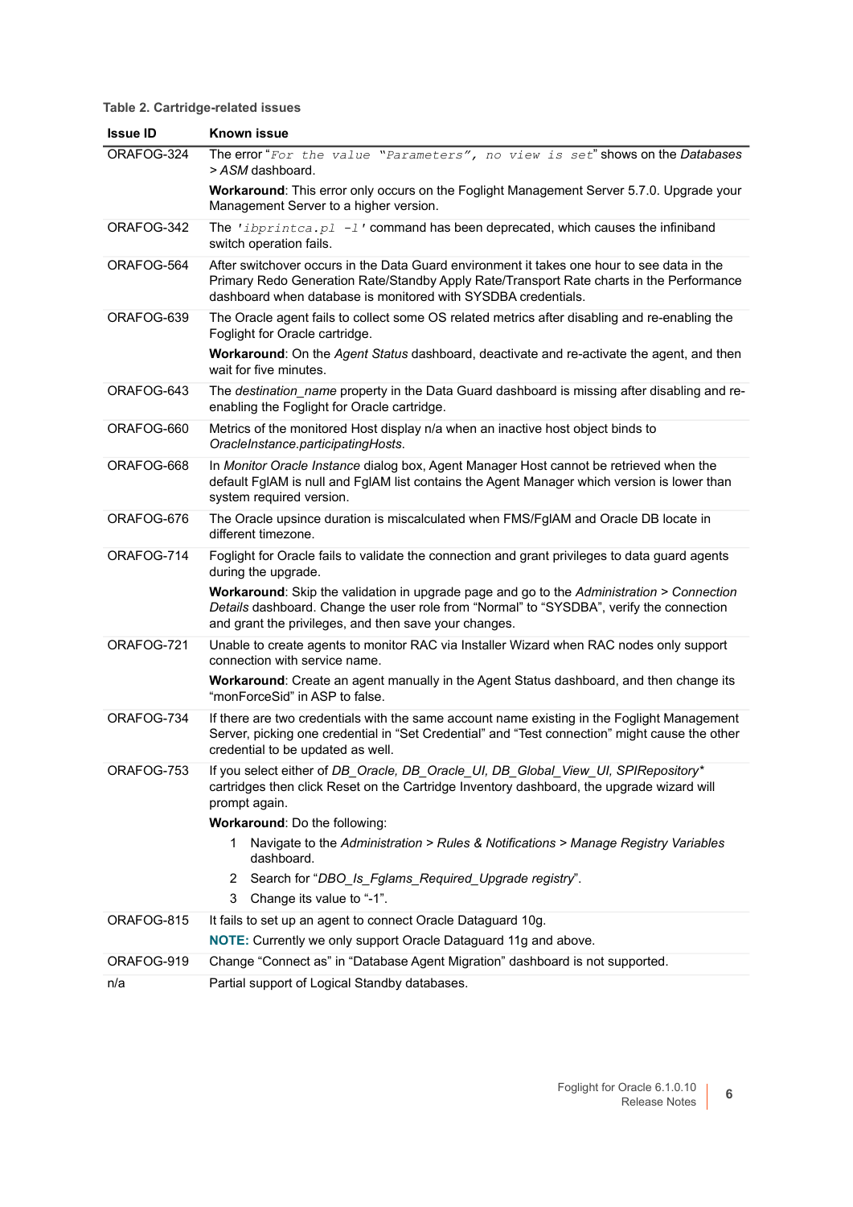**Table 2. Cartridge-related issues**

| Issue ID | Known issue |
|---|---|
| ORAFOG-324 | The error "`For the value "Parameters", no view is set`" shows on the *Databases > ASM* dashboard.<br><br>**Workaround**: This error only occurs on the Foglight Management Server 5.7.0. Upgrade your Management Server to a higher version. |
| ORAFOG-342 | The '`ibprintca.pl -l`' command has been deprecated, which causes the infiniband switch operation fails. |
| ORAFOG-564 | After switchover occurs in the Data Guard environment it takes one hour to see data in the Primary Redo Generation Rate/Standby Apply Rate/Transport Rate charts in the Performance dashboard when database is monitored with SYSDBA credentials. |
| ORAFOG-639 | The Oracle agent fails to collect some OS related metrics after disabling and re-enabling the Foglight for Oracle cartridge.<br><br>**Workaround**: On the *Agent Status* dashboard, deactivate and re-activate the agent, and then wait for five minutes. |
| ORAFOG-643 | The *destination_name* property in the Data Guard dashboard is missing after disabling and re-enabling the Foglight for Oracle cartridge. |
| ORAFOG-660 | Metrics of the monitored Host display n/a when an inactive host object binds to *OracleInstance.participatingHosts*. |
| ORAFOG-668 | In *Monitor Oracle Instance* dialog box, Agent Manager Host cannot be retrieved when the default FglAM is null and FglAM list contains the Agent Manager which version is lower than system required version. |
| ORAFOG-676 | The Oracle upsince duration is miscalculated when FMS/FglAM and Oracle DB locate in different timezone. |
| ORAFOG-714 | Foglight for Oracle fails to validate the connection and grant privileges to data guard agents during the upgrade.<br><br>**Workaround**: Skip the validation in upgrade page and go to the *Administration* > *Connection Details* dashboard. Change the user role from "Normal" to "SYSDBA", verify the connection and grant the privileges, and then save your changes. |
| ORAFOG-721 | Unable to create agents to monitor RAC via Installer Wizard when RAC nodes only support connection with service name.<br><br>**Workaround**: Create an agent manually in the Agent Status dashboard, and then change its "monForceSid" in ASP to false. |
| ORAFOG-734 | If there are two credentials with the same account name existing in the Foglight Management Server, picking one credential in "Set Credential" and "Test connection" might cause the other credential to be updated as well. |
| ORAFOG-753 | If you select either of *DB_Oracle, DB_Oracle_UI, DB_Global_View_UI, SPIRepository** cartridges then click Reset on the Cartridge Inventory dashboard, the upgrade wizard will prompt again.<br><br>**Workaround**: Do the following:<br>1 Navigate to the *Administration* > *Rules & Notifications* > *Manage Registry Variables* dashboard.<br>2 Search for "*DBO_Is_Fglams_Required_Upgrade registry*".<br>3 Change its value to "-1". |
| ORAFOG-815 | It fails to set up an agent to connect Oracle Dataguard 10g.<br><br>**NOTE:** Currently we only support Oracle Dataguard 11g and above. |
| ORAFOG-919 | Change "Connect as" in "Database Agent Migration" dashboard is not supported. |
| n/a | Partial support of Logical Standby databases. |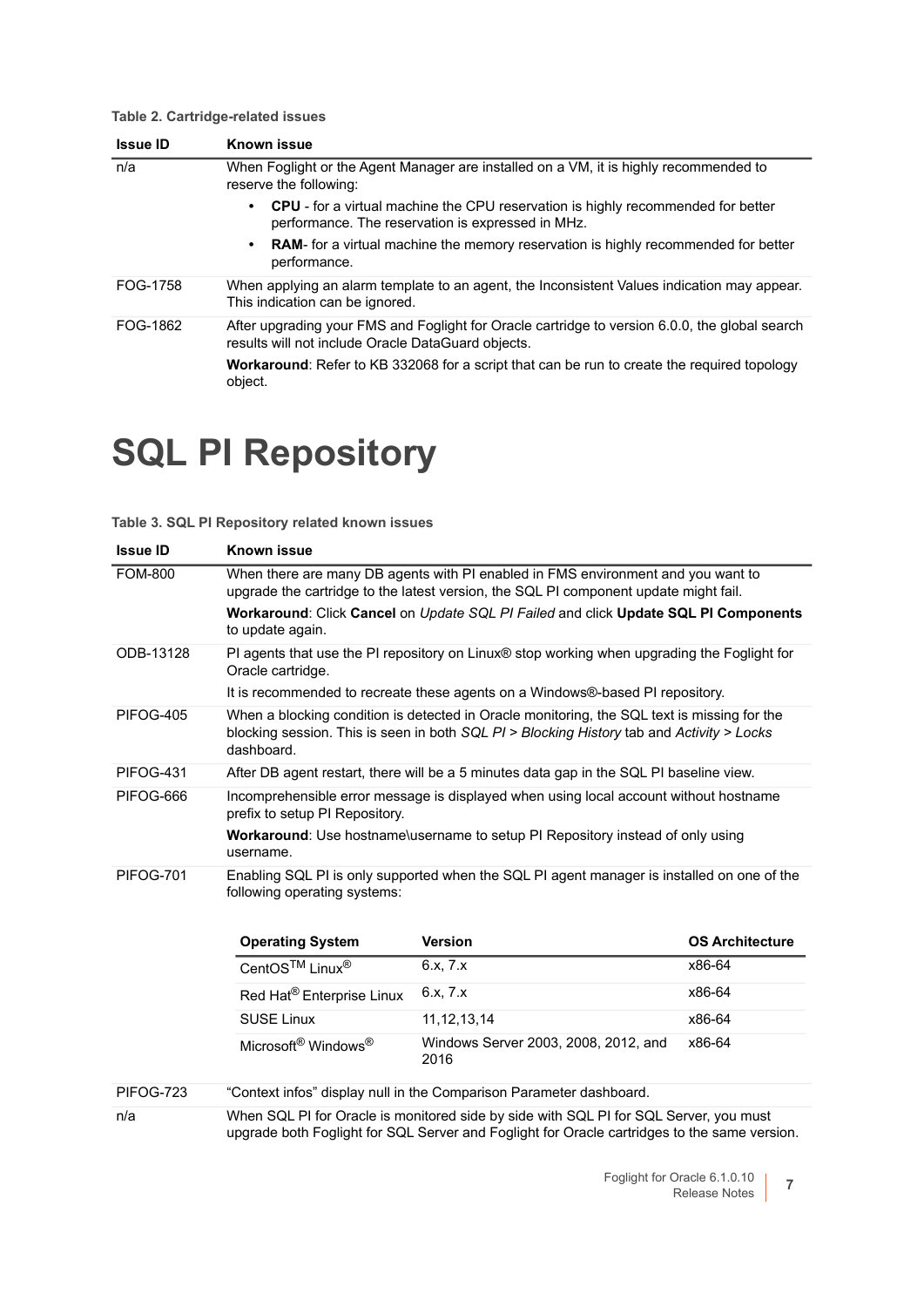**Table 2. Cartridge-related issues**

| Issue ID | Known issue |
|---|---|
| n/a | When Foglight or the Agent Manager are installed on a VM, it is highly recommended to reserve the following: <br>• **CPU** - for a virtual machine the CPU reservation is highly recommended for better performance. The reservation is expressed in MHz. <br>• **RAM**- for a virtual machine the memory reservation is highly recommended for better performance. |
| FOG-1758 | When applying an alarm template to an agent, the Inconsistent Values indication may appear. This indication can be ignored. |
| FOG-1862 | After upgrading your FMS and Foglight for Oracle cartridge to version 6.0.0, the global search results will not include Oracle DataGuard objects. <br>**Workaround**: Refer to KB 332068 for a script that can be run to create the required topology object. |

# SQL PI Repository

**Table 3. SQL PI Repository related known issues**

| Issue ID | Known issue |
|---|---|
| FOM-800 | When there are many DB agents with PI enabled in FMS environment and you want to upgrade the cartridge to the latest version, the SQL PI component update might fail. <br>**Workaround**: Click **Cancel** on *Update SQL PI Failed* and click **Update SQL PI Components** to update again. |
| ODB-13128 | PI agents that use the PI repository on Linux® stop working when upgrading the Foglight for Oracle cartridge. <br>It is recommended to recreate these agents on a Windows®-based PI repository. |
| PIFOG-405 | When a blocking condition is detected in Oracle monitoring, the SQL text is missing for the blocking session. This is seen in both *SQL PI > Blocking History* tab and *Activity > Locks* dashboard. |
| PIFOG-431 | After DB agent restart, there will be a 5 minutes data gap in the SQL PI baseline view. |
| PIFOG-666 | Incomprehensible error message is displayed when using local account without hostname prefix to setup PI Repository. <br>**Workaround**: Use hostname\username to setup PI Repository instead of only using username. |
| PIFOG-701 | Enabling SQL PI is only supported when the SQL PI agent manager is installed on one of the following operating systems: <br><br>**Operating System** / **Version** / **OS Architecture**: <br>CentOS™ Linux® / 6.x, 7.x / x86-64 <br>Red Hat® Enterprise Linux / 6.x, 7.x / x86-64 <br>SUSE Linux / 11,12,13,14 / x86-64 <br>Microsoft® Windows® / Windows Server 2003, 2008, 2012, and 2016 / x86-64 |
| PIFOG-723 | “Context infos” display null in the Comparison Parameter dashboard. |
| n/a | When SQL PI for Oracle is monitored side by side with SQL PI for SQL Server, you must upgrade both Foglight for SQL Server and Foglight for Oracle cartridges to the same version. |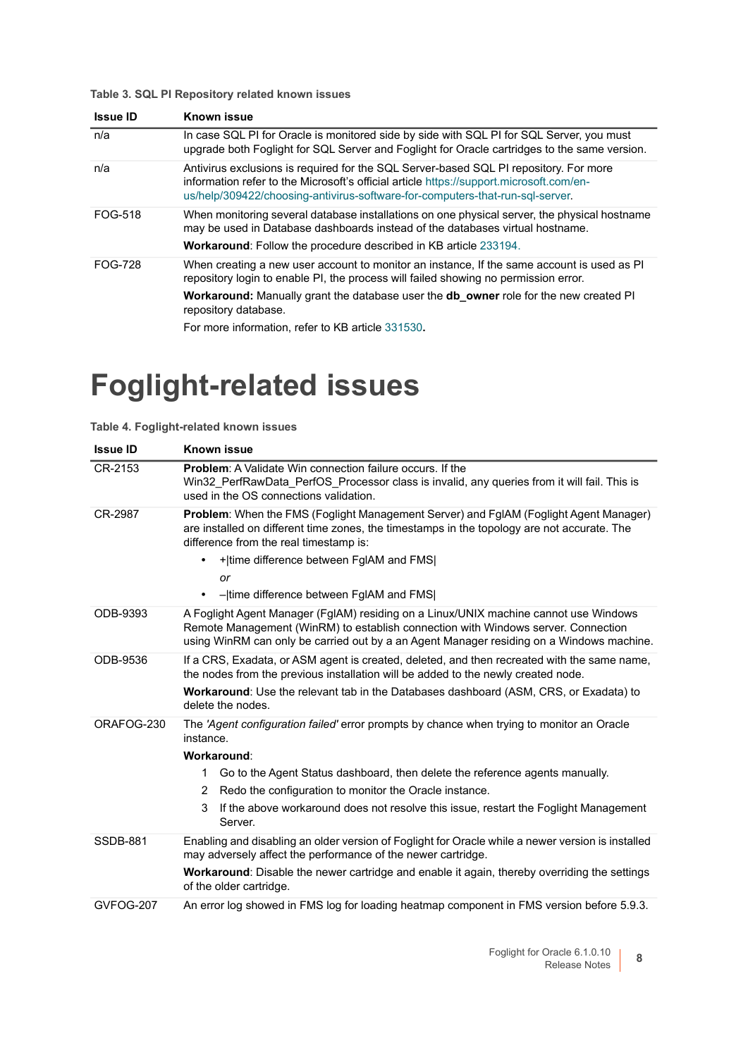Table 3. SQL PI Repository related known issues

| Issue ID | Known issue |
| --- | --- |
| n/a | In case SQL PI for Oracle is monitored side by side with SQL PI for SQL Server, you must upgrade both Foglight for SQL Server and Foglight for Oracle cartridges to the same version. |
| n/a | Antivirus exclusions is required for the SQL Server-based SQL PI repository. For more information refer to the Microsoft's official article https://support.microsoft.com/en-us/help/309422/choosing-antivirus-software-for-computers-that-run-sql-server. |
| FOG-518 | When monitoring several database installations on one physical server, the physical hostname may be used in Database dashboards instead of the databases virtual hostname.<br><br>**Workaround**: Follow the procedure described in KB article 233194. |
| FOG-728 | When creating a new user account to monitor an instance, If the same account is used as PI repository login to enable PI, the process will failed showing no permission error.<br><br>**Workaround:** Manually grant the database user the **db_owner** role for the new created PI repository database.<br><br>For more information, refer to KB article 331530**.** |

# Foglight-related issues

Table 4. Foglight-related known issues

| Issue ID | Known issue |
| --- | --- |
| CR-2153 | **Problem**: A Validate Win connection failure occurs. If the Win32_PerfRawData_PerfOS_Processor class is invalid, any queries from it will fail. This is used in the OS connections validation. |
| CR-2987 | **Problem**: When the FMS (Foglight Management Server) and FglAM (Foglight Agent Manager) are installed on different time zones, the timestamps in the topology are not accurate. The difference from the real timestamp is:<br><br>• +\|time difference between FglAM and FMS\|<br><br>*or*<br><br>• –\|time difference between FglAM and FMS\| |
| ODB-9393 | A Foglight Agent Manager (FglAM) residing on a Linux/UNIX machine cannot use Windows Remote Management (WinRM) to establish connection with Windows server. Connection using WinRM can only be carried out by a an Agent Manager residing on a Windows machine. |
| ODB-9536 | If a CRS, Exadata, or ASM agent is created, deleted, and then recreated with the same name, the nodes from the previous installation will be added to the newly created node.<br><br>**Workaround**: Use the relevant tab in the Databases dashboard (ASM, CRS, or Exadata) to delete the nodes. |
| ORAFOG-230 | The *'Agent configuration failed'* error prompts by chance when trying to monitor an Oracle instance.<br><br>**Workaround**:<br><br>1 Go to the Agent Status dashboard, then delete the reference agents manually.<br><br>2 Redo the configuration to monitor the Oracle instance.<br><br>3 If the above workaround does not resolve this issue, restart the Foglight Management Server. |
| SSDB-881 | Enabling and disabling an older version of Foglight for Oracle while a newer version is installed may adversely affect the performance of the newer cartridge.<br><br>**Workaround**: Disable the newer cartridge and enable it again, thereby overriding the settings of the older cartridge. |
| GVFOG-207 | An error log showed in FMS log for loading heatmap component in FMS version before 5.9.3. |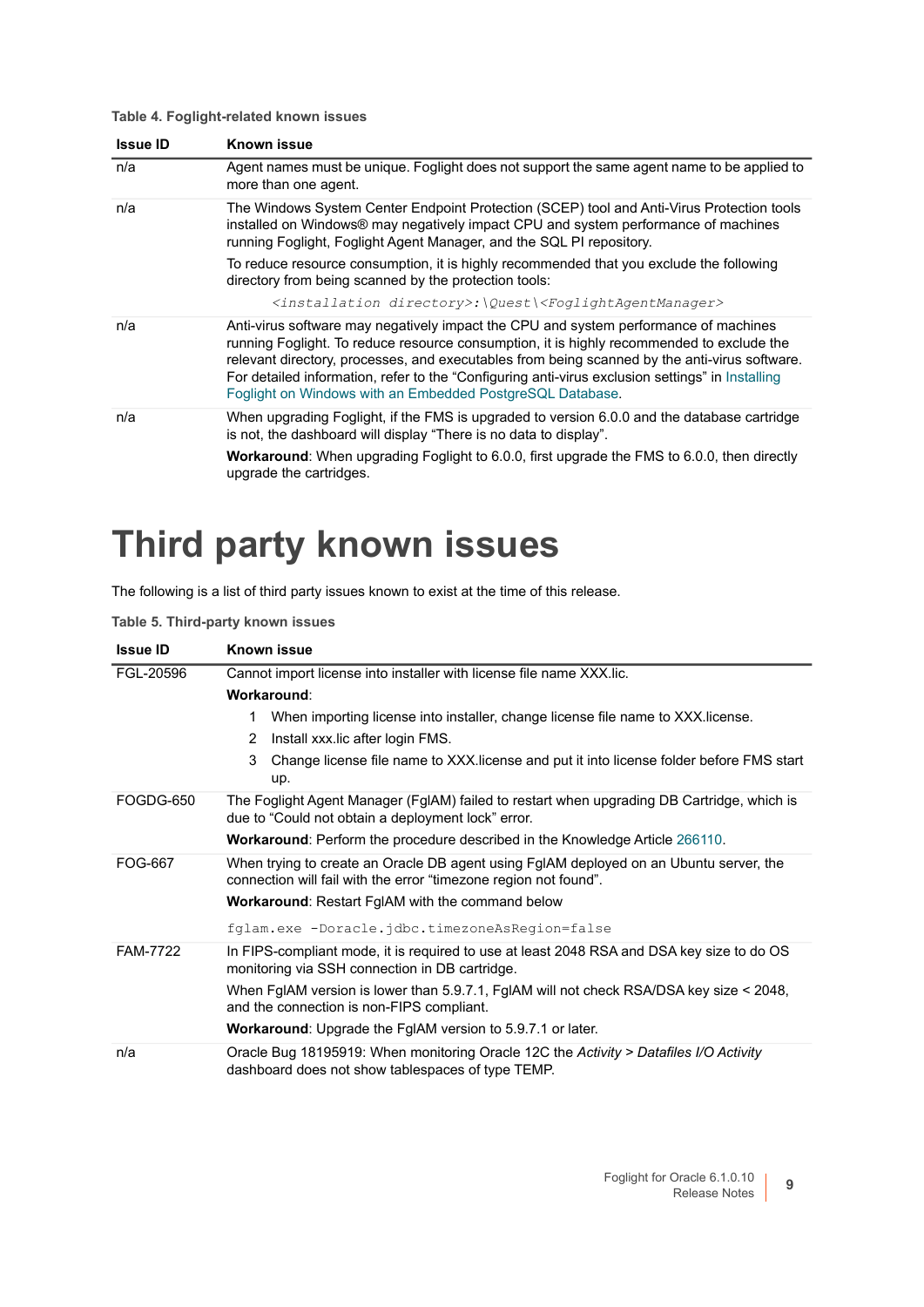Table 4. Foglight-related known issues

| Issue ID | Known issue |
|---|---|
| n/a | Agent names must be unique. Foglight does not support the same agent name to be applied to more than one agent. |
| n/a | The Windows System Center Endpoint Protection (SCEP) tool and Anti-Virus Protection tools installed on Windows® may negatively impact CPU and system performance of machines running Foglight, Foglight Agent Manager, and the SQL PI repository.<br><br>To reduce resource consumption, it is highly recommended that you exclude the following directory from being scanned by the protection tools:<br><br>*<installation directory>:\Quest\<FoglightAgentManager>* |
| n/a | Anti-virus software may negatively impact the CPU and system performance of machines running Foglight. To reduce resource consumption, it is highly recommended to exclude the relevant directory, processes, and executables from being scanned by the anti-virus software. For detailed information, refer to the “Configuring anti-virus exclusion settings” in Installing Foglight on Windows with an Embedded PostgreSQL Database. |
| n/a | When upgrading Foglight, if the FMS is upgraded to version 6.0.0 and the database cartridge is not, the dashboard will display “There is no data to display”.<br><br>**Workaround**: When upgrading Foglight to 6.0.0, first upgrade the FMS to 6.0.0, then directly upgrade the cartridges. |

# Third party known issues

The following is a list of third party issues known to exist at the time of this release.

Table 5. Third-party known issues

| Issue ID | Known issue |
|---|---|
| FGL-20596 | Cannot import license into installer with license file name XXX.lic.<br><br>**Workaround**:<br><br>1 When importing license into installer, change license file name to XXX.license.<br>2 Install xxx.lic after login FMS.<br>3 Change license file name to XXX.license and put it into license folder before FMS start up. |
| FOGDG-650 | The Foglight Agent Manager (FglAM) failed to restart when upgrading DB Cartridge, which is due to “Could not obtain a deployment lock” error.<br><br>**Workaround**: Perform the procedure described in the Knowledge Article 266110. |
| FOG-667 | When trying to create an Oracle DB agent using FglAM deployed on an Ubuntu server, the connection will fail with the error “timezone region not found”.<br><br>**Workaround**: Restart FglAM with the command below<br><br>`fglam.exe -Doracle.jdbc.timezoneAsRegion=false` |
| FAM-7722 | In FIPS-compliant mode, it is required to use at least 2048 RSA and DSA key size to do OS monitoring via SSH connection in DB cartridge.<br><br>When FglAM version is lower than 5.9.7.1, FglAM will not check RSA/DSA key size < 2048, and the connection is non-FIPS compliant.<br><br>**Workaround**: Upgrade the FglAM version to 5.9.7.1 or later. |
| n/a | Oracle Bug 18195919: When monitoring Oracle 12C the *Activity* > *Datafiles I/O Activity* dashboard does not show tablespaces of type TEMP. |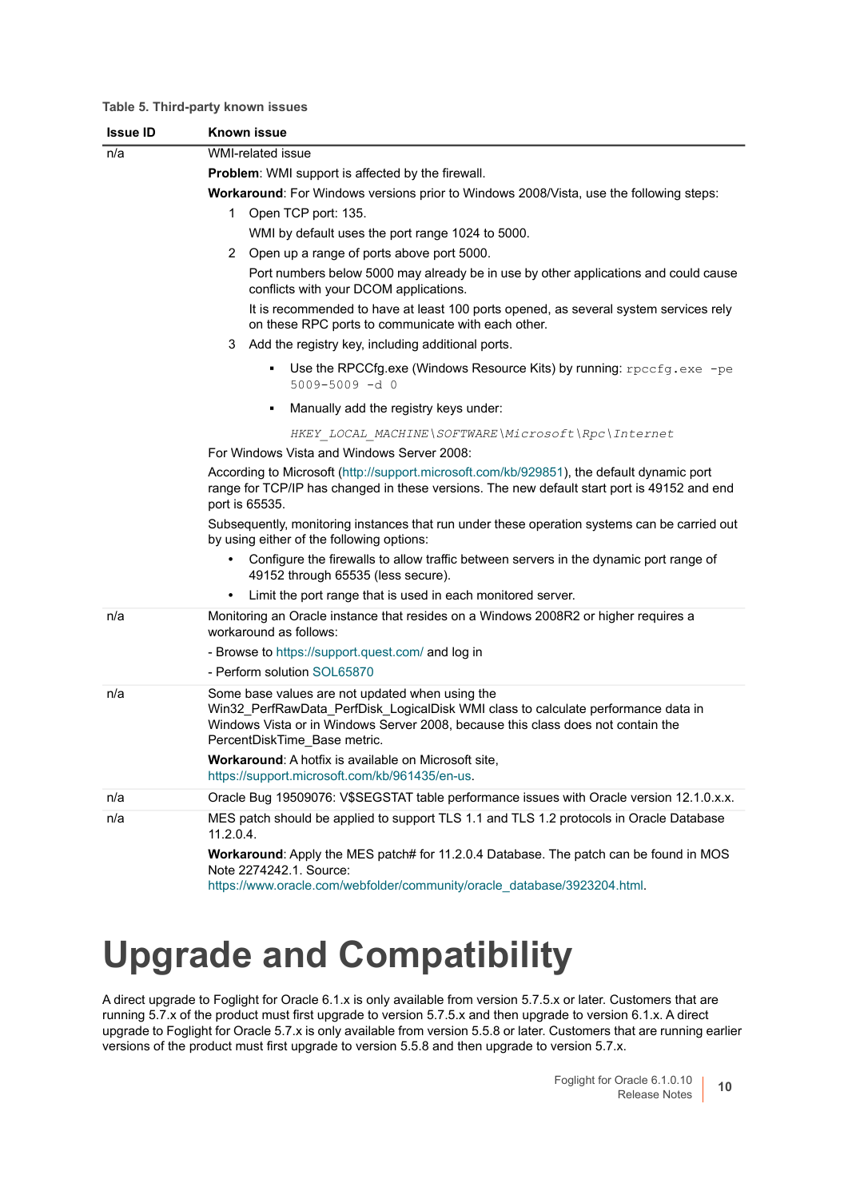Table 5. Third-party known issues

| Issue ID | Known issue |
|---|---|
| n/a | WMI-related issue<br>**Problem**: WMI support is affected by the firewall.<br>**Workaround**: For Windows versions prior to Windows 2008/Vista, use the following steps:<br>1 Open TCP port: 135.<br>WMI by default uses the port range 1024 to 5000.<br>2 Open up a range of ports above port 5000.<br>Port numbers below 5000 may already be in use by other applications and could cause conflicts with your DCOM applications.<br>It is recommended to have at least 100 ports opened, as several system services rely on these RPC ports to communicate with each other.<br>3 Add the registry key, including additional ports.<br>▪ Use the RPCCfg.exe (Windows Resource Kits) by running: `rpccfg.exe -pe 5009-5009 -d 0`<br>▪ Manually add the registry keys under:<br>*HKEY_LOCAL_MACHINE\SOFTWARE\Microsoft\Rpc\Internet*<br>For Windows Vista and Windows Server 2008:<br>According to Microsoft (http://support.microsoft.com/kb/929851), the default dynamic port range for TCP/IP has changed in these versions. The new default start port is 49152 and end port is 65535.<br>Subsequently, monitoring instances that run under these operation systems can be carried out by using either of the following options:<br>• Configure the firewalls to allow traffic between servers in the dynamic port range of 49152 through 65535 (less secure).<br>• Limit the port range that is used in each monitored server. |
| n/a | Monitoring an Oracle instance that resides on a Windows 2008R2 or higher requires a workaround as follows:<br>- Browse to https://support.quest.com/ and log in<br>- Perform solution SOL65870 |
| n/a | Some base values are not updated when using the Win32_PerfRawData_PerfDisk_LogicalDisk WMI class to calculate performance data in Windows Vista or in Windows Server 2008, because this class does not contain the PercentDiskTime_Base metric.<br>**Workaround**: A hotfix is available on Microsoft site, https://support.microsoft.com/kb/961435/en-us. |
| n/a | Oracle Bug 19509076: V$SEGSTAT table performance issues with Oracle version 12.1.0.x.x. |
| n/a | MES patch should be applied to support TLS 1.1 and TLS 1.2 protocols in Oracle Database 11.2.0.4.<br>**Workaround**: Apply the MES patch# for 11.2.0.4 Database. The patch can be found in MOS Note 2274242.1. Source: https://www.oracle.com/webfolder/community/oracle_database/3923204.html. |

# Upgrade and Compatibility

A direct upgrade to Foglight for Oracle 6.1.x is only available from version 5.7.5.x or later. Customers that are running 5.7.x of the product must first upgrade to version 5.7.5.x and then upgrade to version 6.1.x. A direct upgrade to Foglight for Oracle 5.7.x is only available from version 5.5.8 or later. Customers that are running earlier versions of the product must first upgrade to version 5.5.8 and then upgrade to version 5.7.x.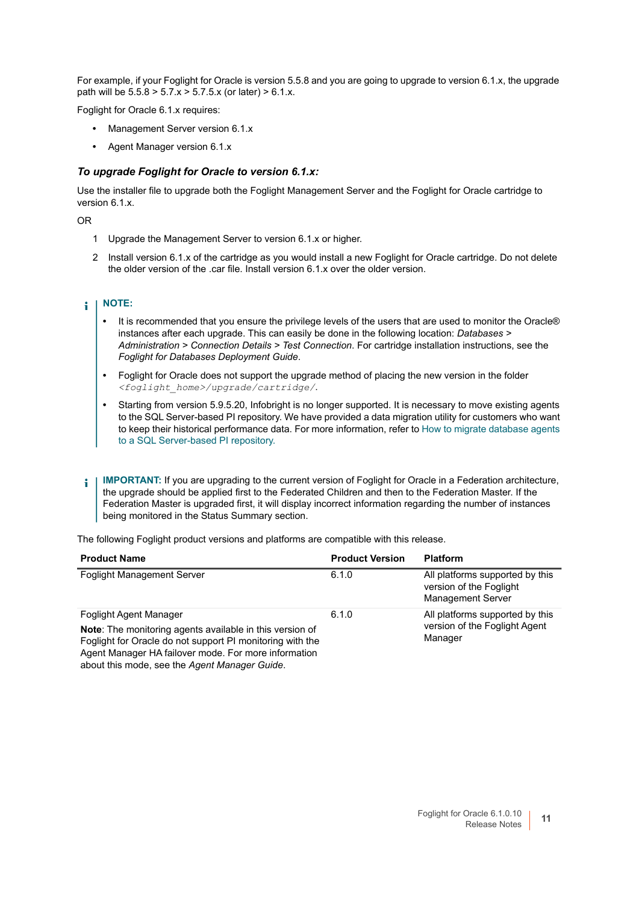For example, if your Foglight for Oracle is version 5.5.8 and you are going to upgrade to version 6.1.x, the upgrade path will be 5.5.8 > 5.7.x > 5.7.5.x (or later) > 6.1.x.

Foglight for Oracle 6.1.x requires:

- Management Server version 6.1.x
- Agent Manager version 6.1.x

***To upgrade Foglight for Oracle to version 6.1.x:***

Use the installer file to upgrade both the Foglight Management Server and the Foglight for Oracle cartridge to version 6.1.x.

OR

1. Upgrade the Management Server to version 6.1.x or higher.
2. Install version 6.1.x of the cartridge as you would install a new Foglight for Oracle cartridge. Do not delete the older version of the .car file. Install version 6.1.x over the older version.

**NOTE:**

- It is recommended that you ensure the privilege levels of the users that are used to monitor the Oracle® instances after each upgrade. This can easily be done in the following location: *Databases > Administration > Connection Details > Test Connection*. For cartridge installation instructions, see the *Foglight for Databases Deployment Guide*.
- Foglight for Oracle does not support the upgrade method of placing the new version in the folder *<foglight_home>/upgrade/cartridge/*.
- Starting from version 5.9.5.20, Infobright is no longer supported. It is necessary to move existing agents to the SQL Server-based PI repository. We have provided a data migration utility for customers who want to keep their historical performance data. For more information, refer to How to migrate database agents to a SQL Server-based PI repository.

**IMPORTANT:** If you are upgrading to the current version of Foglight for Oracle in a Federation architecture, the upgrade should be applied first to the Federated Children and then to the Federation Master. If the Federation Master is upgraded first, it will display incorrect information regarding the number of instances being monitored in the Status Summary section.

The following Foglight product versions and platforms are compatible with this release.

| Product Name | Product Version | Platform |
|---|---|---|
| Foglight Management Server | 6.1.0 | All platforms supported by this version of the Foglight Management Server |
| Foglight Agent Manager<br>**Note**: The monitoring agents available in this version of Foglight for Oracle do not support PI monitoring with the Agent Manager HA failover mode. For more information about this mode, see the *Agent Manager Guide*. | 6.1.0 | All platforms supported by this version of the Foglight Agent Manager |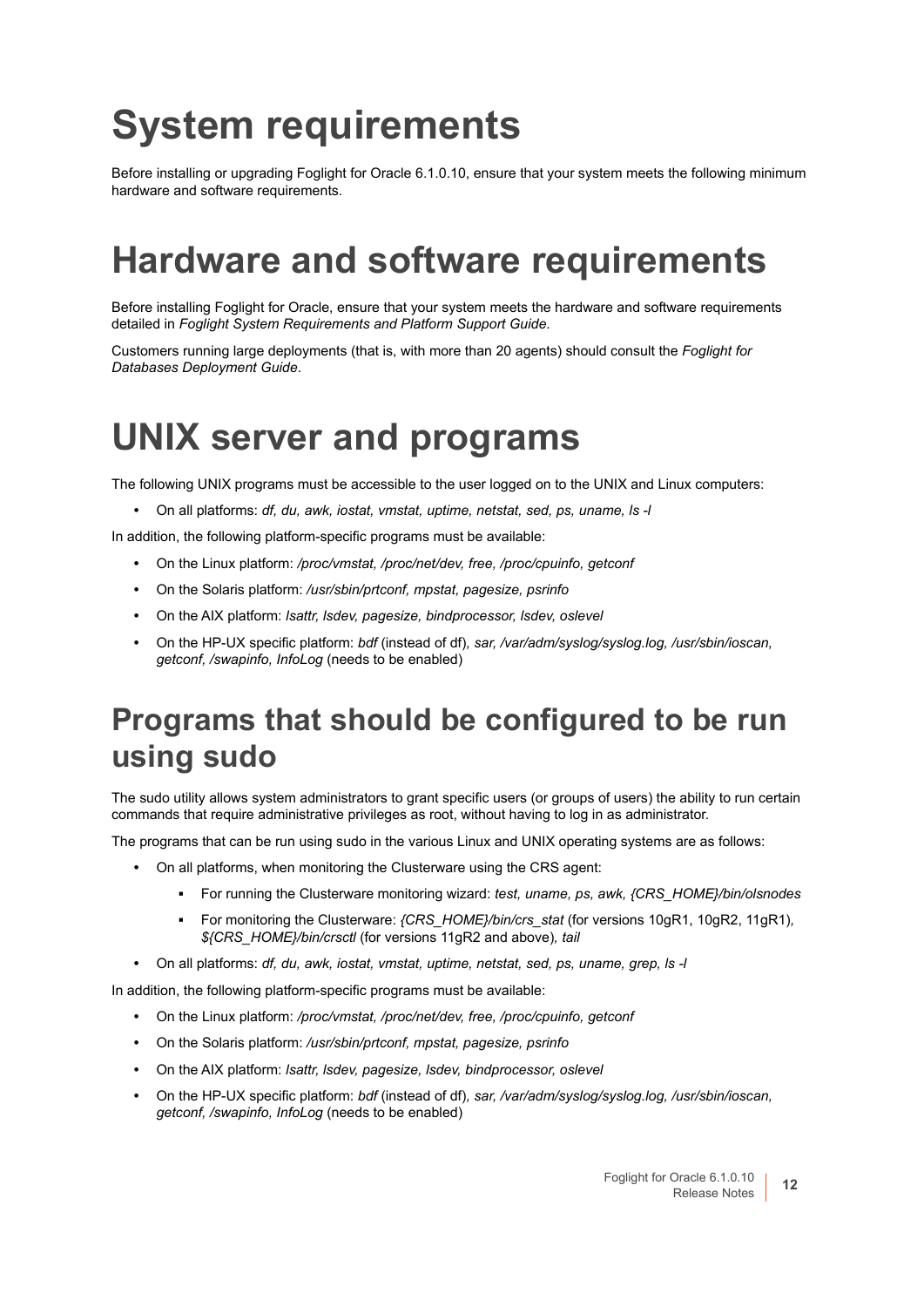# System requirements

Before installing or upgrading Foglight for Oracle 6.1.0.10, ensure that your system meets the following minimum hardware and software requirements.

# Hardware and software requirements

Before installing Foglight for Oracle, ensure that your system meets the hardware and software requirements detailed in *Foglight System Requirements and Platform Support Guide*.

Customers running large deployments (that is, with more than 20 agents) should consult the *Foglight for Databases Deployment Guide*.

# UNIX server and programs

The following UNIX programs must be accessible to the user logged on to the UNIX and Linux computers:

- On all platforms: *df, du, awk, iostat, vmstat, uptime, netstat, sed, ps, uname, ls -l*

In addition, the following platform-specific programs must be available:

- On the Linux platform: */proc/vmstat, /proc/net/dev, free, /proc/cpuinfo, getconf*
- On the Solaris platform: */usr/sbin/prtconf, mpstat, pagesize, psrinfo*
- On the AIX platform: *lsattr, lsdev, pagesize, bindprocessor, lsdev, oslevel*
- On the HP-UX specific platform: *bdf* (instead of df)*, sar, /var/adm/syslog/syslog.log, /usr/sbin/ioscan, getconf, /swapinfo, InfoLog* (needs to be enabled)

## Programs that should be configured to be run using sudo

The sudo utility allows system administrators to grant specific users (or groups of users) the ability to run certain commands that require administrative privileges as root, without having to log in as administrator.

The programs that can be run using sudo in the various Linux and UNIX operating systems are as follows:

- On all platforms, when monitoring the Clusterware using the CRS agent:
  - For running the Clusterware monitoring wizard: *test, uname, ps, awk, {CRS_HOME}/bin/olsnodes*
  - For monitoring the Clusterware: *{CRS_HOME}/bin/crs_stat* (for versions 10gR1, 10gR2, 11gR1)*, ${CRS_HOME}/bin/crsctl* (for versions 11gR2 and above)*, tail*
- On all platforms: *df, du, awk, iostat, vmstat, uptime, netstat, sed, ps, uname, grep, ls -l*

In addition, the following platform-specific programs must be available:

- On the Linux platform: */proc/vmstat, /proc/net/dev, free, /proc/cpuinfo, getconf*
- On the Solaris platform: */usr/sbin/prtconf, mpstat, pagesize, psrinfo*
- On the AIX platform: *lsattr, lsdev, pagesize, lsdev, bindprocessor, oslevel*
- On the HP-UX specific platform: *bdf* (instead of df)*, sar, /var/adm/syslog/syslog.log, /usr/sbin/ioscan, getconf, /swapinfo, InfoLog* (needs to be enabled)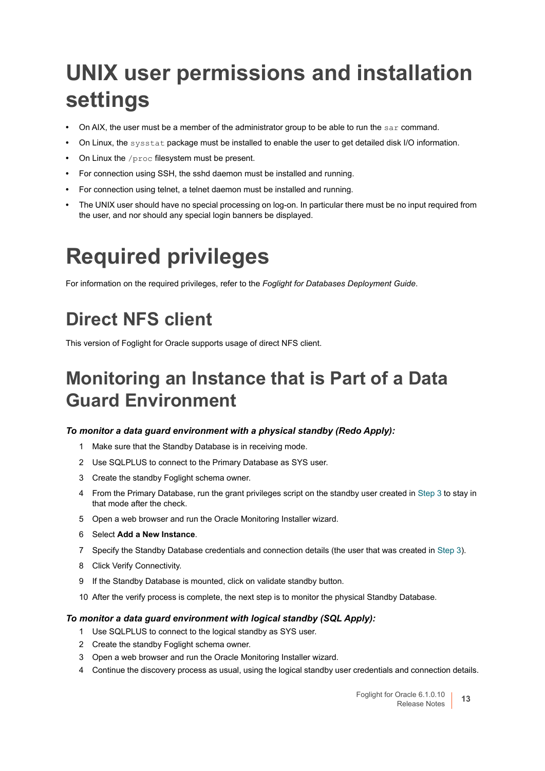# UNIX user permissions and installation settings

- On AIX, the user must be a member of the administrator group to be able to run the `sar` command.
- On Linux, the `sysstat` package must be installed to enable the user to get detailed disk I/O information.
- On Linux the `/proc` filesystem must be present.
- For connection using SSH, the sshd daemon must be installed and running.
- For connection using telnet, a telnet daemon must be installed and running.
- The UNIX user should have no special processing on log-on. In particular there must be no input required from the user, and nor should any special login banners be displayed.

# Required privileges

For information on the required privileges, refer to the *Foglight for Databases Deployment Guide*.

## Direct NFS client

This version of Foglight for Oracle supports usage of direct NFS client.

## Monitoring an Instance that is Part of a Data Guard Environment

***To monitor a data guard environment with a physical standby (Redo Apply):***

1. Make sure that the Standby Database is in receiving mode.
2. Use SQLPLUS to connect to the Primary Database as SYS user.
3. Create the standby Foglight schema owner.
4. From the Primary Database, run the grant privileges script on the standby user created in Step 3 to stay in that mode after the check.
5. Open a web browser and run the Oracle Monitoring Installer wizard.
6. Select **Add a New Instance**.
7. Specify the Standby Database credentials and connection details (the user that was created in Step 3).
8. Click Verify Connectivity.
9. If the Standby Database is mounted, click on validate standby button.
10. After the verify process is complete, the next step is to monitor the physical Standby Database.

***To monitor a data guard environment with logical standby (SQL Apply):***

1. Use SQLPLUS to connect to the logical standby as SYS user.
2. Create the standby Foglight schema owner.
3. Open a web browser and run the Oracle Monitoring Installer wizard.
4. Continue the discovery process as usual, using the logical standby user credentials and connection details.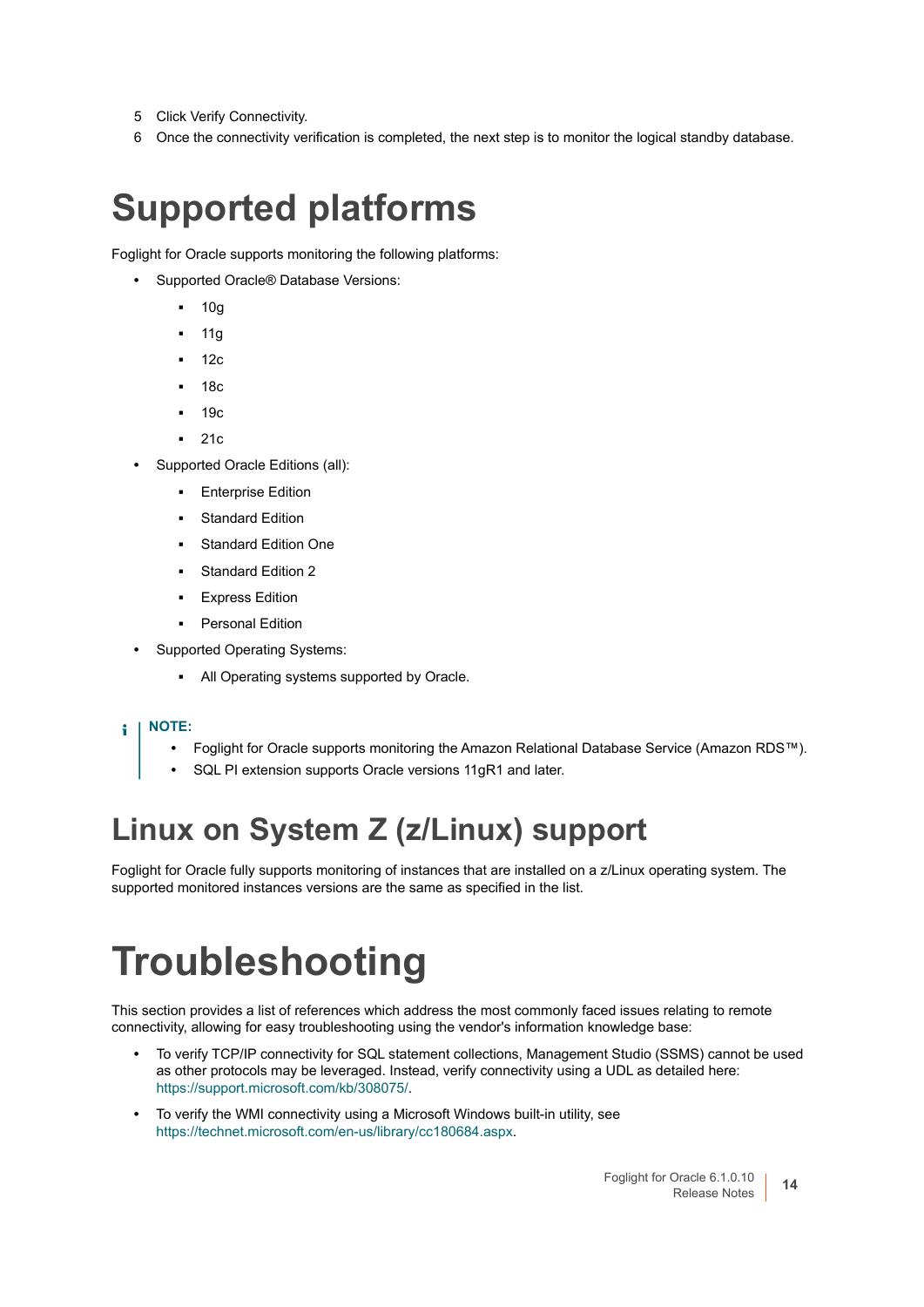5. Click Verify Connectivity.
6. Once the connectivity verification is completed, the next step is to monitor the logical standby database.

# Supported platforms

Foglight for Oracle supports monitoring the following platforms:

- Supported Oracle® Database Versions:
  - 10g
  - 11g
  - 12c
  - 18c
  - 19c
  - 21c
- Supported Oracle Editions (all):
  - Enterprise Edition
  - Standard Edition
  - Standard Edition One
  - Standard Edition 2
  - Express Edition
  - Personal Edition
- Supported Operating Systems:
  - All Operating systems supported by Oracle.

**NOTE:**

- Foglight for Oracle supports monitoring the Amazon Relational Database Service (Amazon RDS™).
- SQL PI extension supports Oracle versions 11gR1 and later.

## Linux on System Z (z/Linux) support

Foglight for Oracle fully supports monitoring of instances that are installed on a z/Linux operating system. The supported monitored instances versions are the same as specified in the list.

# Troubleshooting

This section provides a list of references which address the most commonly faced issues relating to remote connectivity, allowing for easy troubleshooting using the vendor's information knowledge base:

- To verify TCP/IP connectivity for SQL statement collections, Management Studio (SSMS) cannot be used as other protocols may be leveraged. Instead, verify connectivity using a UDL as detailed here: https://support.microsoft.com/kb/308075/.
- To verify the WMI connectivity using a Microsoft Windows built-in utility, see https://technet.microsoft.com/en-us/library/cc180684.aspx.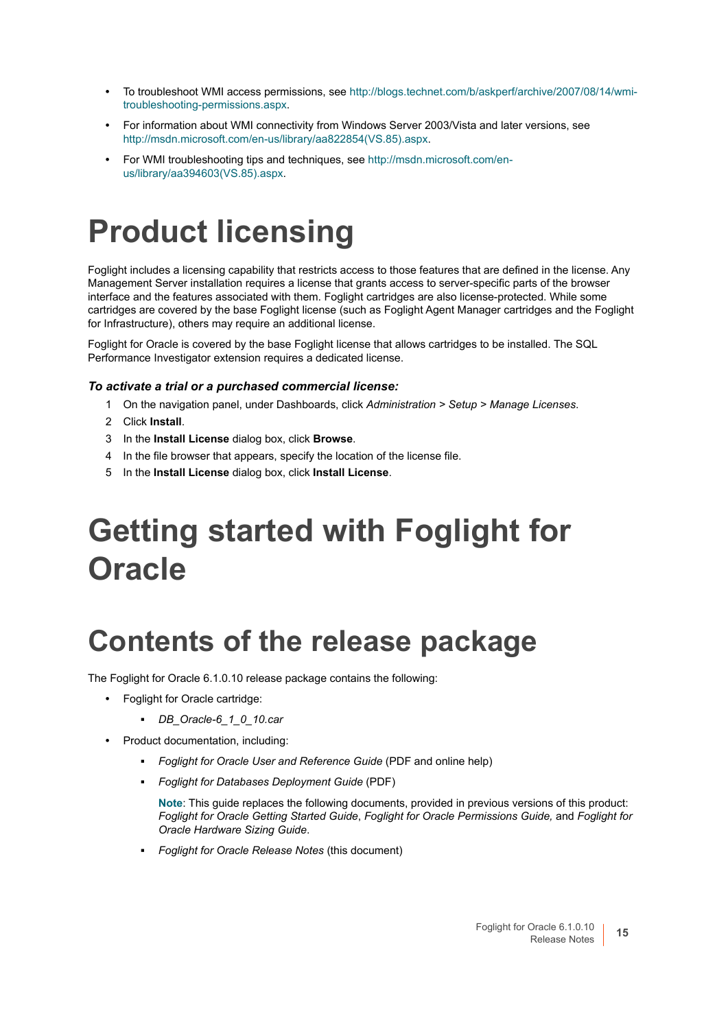- To troubleshoot WMI access permissions, see http://blogs.technet.com/b/askperf/archive/2007/08/14/wmi-troubleshooting-permissions.aspx.
- For information about WMI connectivity from Windows Server 2003/Vista and later versions, see http://msdn.microsoft.com/en-us/library/aa822854(VS.85).aspx.
- For WMI troubleshooting tips and techniques, see http://msdn.microsoft.com/en-us/library/aa394603(VS.85).aspx.

# Product licensing

Foglight includes a licensing capability that restricts access to those features that are defined in the license. Any Management Server installation requires a license that grants access to server-specific parts of the browser interface and the features associated with them. Foglight cartridges are also license-protected. While some cartridges are covered by the base Foglight license (such as Foglight Agent Manager cartridges and the Foglight for Infrastructure), others may require an additional license.

Foglight for Oracle is covered by the base Foglight license that allows cartridges to be installed. The SQL Performance Investigator extension requires a dedicated license.

***To activate a trial or a purchased commercial license:***

1. On the navigation panel, under Dashboards, click *Administration > Setup > Manage Licenses*.
2. Click **Install**.
3. In the **Install License** dialog box, click **Browse**.
4. In the file browser that appears, specify the location of the license file.
5. In the **Install License** dialog box, click **Install License**.

# Getting started with Foglight for Oracle

## Contents of the release package

The Foglight for Oracle 6.1.0.10 release package contains the following:

- Foglight for Oracle cartridge:
  - *DB_Oracle-6_1_0_10.car*
- Product documentation, including:
  - *Foglight for Oracle User and Reference Guide* (PDF and online help)
  - *Foglight for Databases Deployment Guide* (PDF)

    **Note**: This guide replaces the following documents, provided in previous versions of this product: *Foglight for Oracle Getting Started Guide*, *Foglight for Oracle Permissions Guide,* and *Foglight for Oracle Hardware Sizing Guide*.
  - *Foglight for Oracle Release Notes* (this document)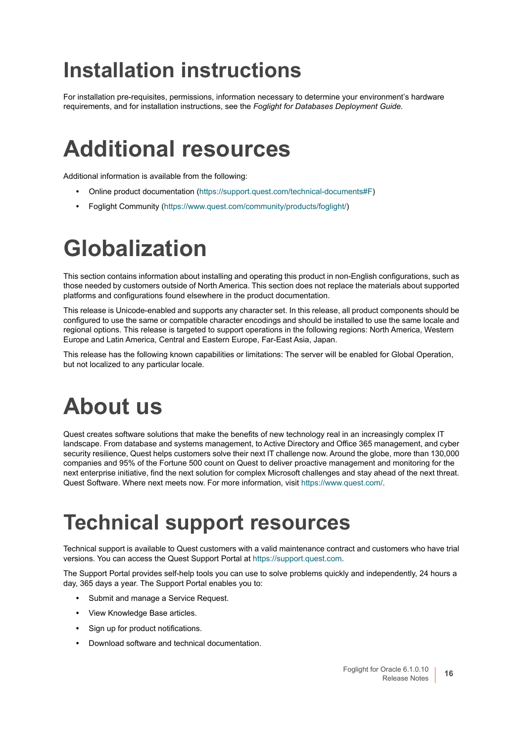# Installation instructions

For installation pre-requisites, permissions, information necessary to determine your environment's hardware requirements, and for installation instructions, see the *Foglight for Databases Deployment Guide*.

# Additional resources

Additional information is available from the following:

- Online product documentation (https://support.quest.com/technical-documents#F)
- Foglight Community (https://www.quest.com/community/products/foglight/)

# Globalization

This section contains information about installing and operating this product in non-English configurations, such as those needed by customers outside of North America. This section does not replace the materials about supported platforms and configurations found elsewhere in the product documentation.

This release is Unicode-enabled and supports any character set. In this release, all product components should be configured to use the same or compatible character encodings and should be installed to use the same locale and regional options. This release is targeted to support operations in the following regions: North America, Western Europe and Latin America, Central and Eastern Europe, Far-East Asia, Japan.

This release has the following known capabilities or limitations: The server will be enabled for Global Operation, but not localized to any particular locale.

# About us

Quest creates software solutions that make the benefits of new technology real in an increasingly complex IT landscape. From database and systems management, to Active Directory and Office 365 management, and cyber security resilience, Quest helps customers solve their next IT challenge now. Around the globe, more than 130,000 companies and 95% of the Fortune 500 count on Quest to deliver proactive management and monitoring for the next enterprise initiative, find the next solution for complex Microsoft challenges and stay ahead of the next threat. Quest Software. Where next meets now. For more information, visit https://www.quest.com/.

# Technical support resources

Technical support is available to Quest customers with a valid maintenance contract and customers who have trial versions. You can access the Quest Support Portal at https://support.quest.com.

The Support Portal provides self-help tools you can use to solve problems quickly and independently, 24 hours a day, 365 days a year. The Support Portal enables you to:

- Submit and manage a Service Request.
- View Knowledge Base articles.
- Sign up for product notifications.
- Download software and technical documentation.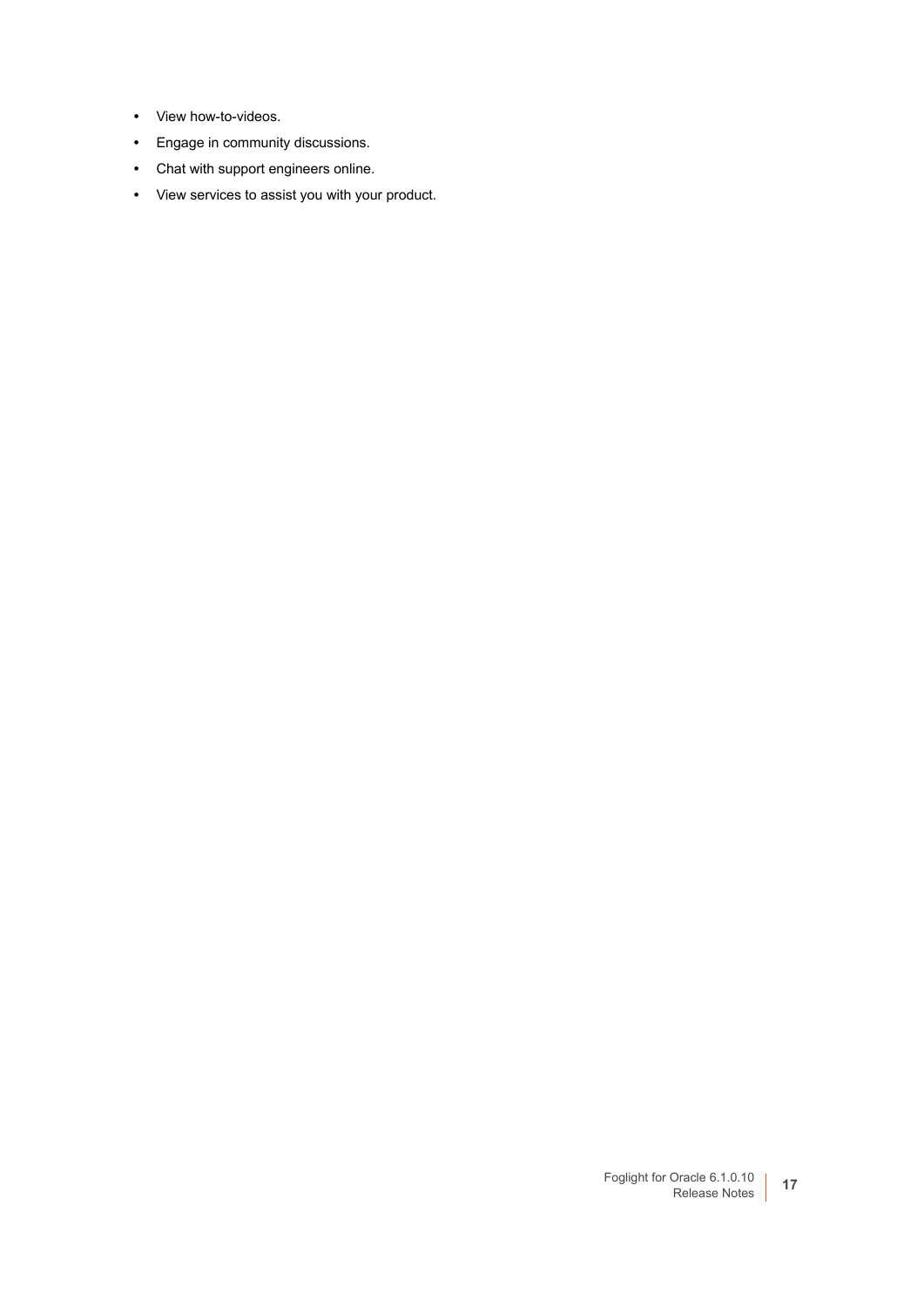- View how-to-videos.
- Engage in community discussions.
- Chat with support engineers online.
- View services to assist you with your product.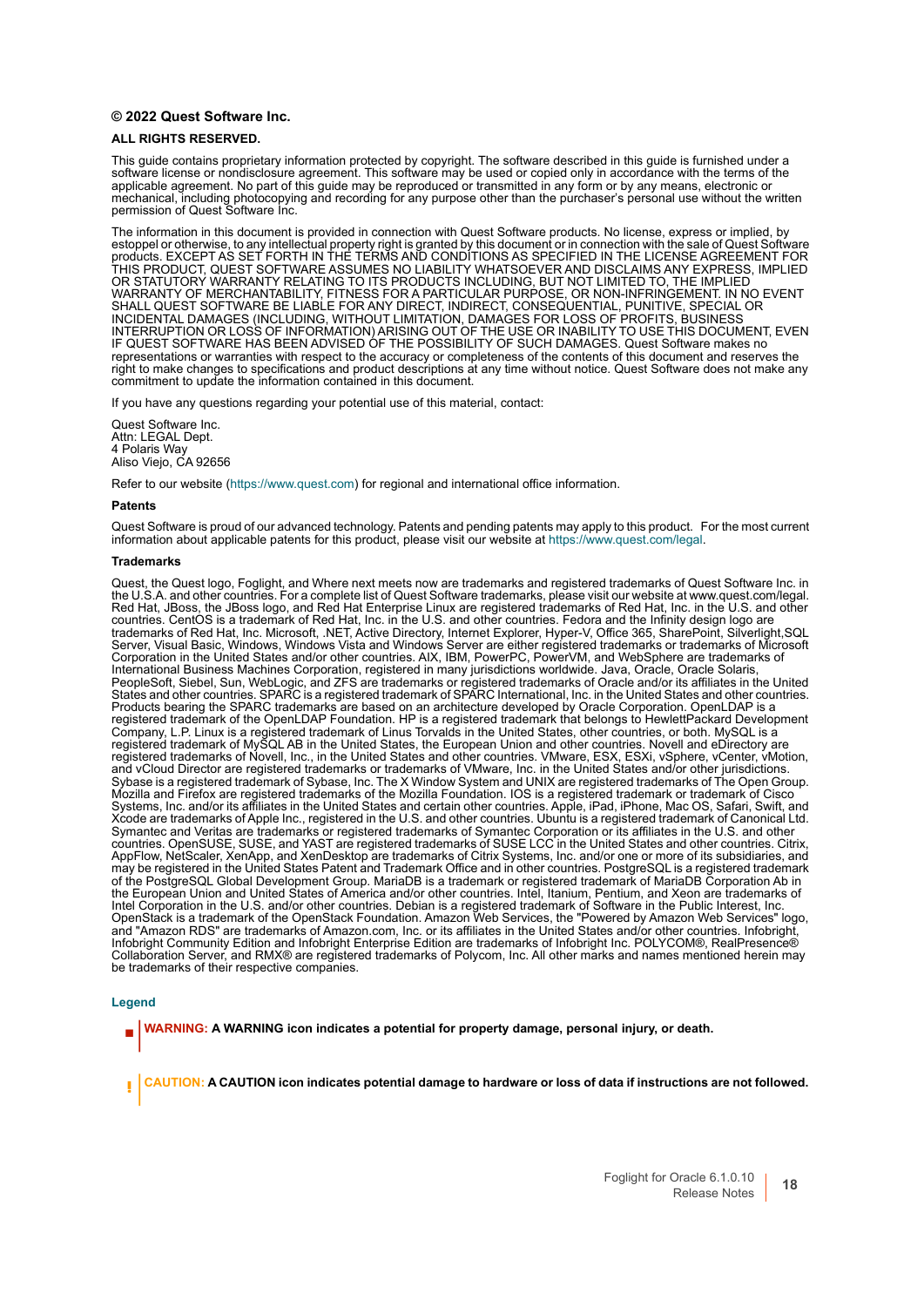**© 2022 Quest Software Inc.**

**ALL RIGHTS RESERVED.**

This guide contains proprietary information protected by copyright. The software described in this guide is furnished under a software license or nondisclosure agreement. This software may be used or copied only in accordance with the terms of the applicable agreement. No part of this guide may be reproduced or transmitted in any form or by any means, electronic or mechanical, including photocopying and recording for any purpose other than the purchaser's personal use without the written permission of Quest Software Inc.

The information in this document is provided in connection with Quest Software products. No license, express or implied, by estoppel or otherwise, to any intellectual property right is granted by this document or in connection with the sale of Quest Software products. EXCEPT AS SET FORTH IN THE TERMS AND CONDITIONS AS SPECIFIED IN THE LICENSE AGREEMENT FOR THIS PRODUCT, QUEST SOFTWARE ASSUMES NO LIABILITY WHATSOEVER AND DISCLAIMS ANY EXPRESS, IMPLIED OR STATUTORY WARRANTY RELATING TO ITS PRODUCTS INCLUDING, BUT NOT LIMITED TO, THE IMPLIED WARRANTY OF MERCHANTABILITY, FITNESS FOR A PARTICULAR PURPOSE, OR NON-INFRINGEMENT. IN NO EVENT SHALL QUEST SOFTWARE BE LIABLE FOR ANY DIRECT, INDIRECT, CONSEQUENTIAL, PUNITIVE, SPECIAL OR INCIDENTAL DAMAGES (INCLUDING, WITHOUT LIMITATION, DAMAGES FOR LOSS OF PROFITS, BUSINESS INTERRUPTION OR LOSS OF INFORMATION) ARISING OUT OF THE USE OR INABILITY TO USE THIS DOCUMENT, EVEN IF QUEST SOFTWARE HAS BEEN ADVISED OF THE POSSIBILITY OF SUCH DAMAGES. Quest Software makes no representations or warranties with respect to the accuracy or completeness of the contents of this document and reserves the right to make changes to specifications and product descriptions at any time without notice. Quest Software does not make any commitment to update the information contained in this document.

If you have any questions regarding your potential use of this material, contact:

Quest Software Inc.
Attn: LEGAL Dept.
4 Polaris Way
Aliso Viejo, CA 92656

Refer to our website (https://www.quest.com) for regional and international office information.

**Patents**

Quest Software is proud of our advanced technology. Patents and pending patents may apply to this product. For the most current information about applicable patents for this product, please visit our website at https://www.quest.com/legal.

**Trademarks**

Quest, the Quest logo, Foglight, and Where next meets now are trademarks and registered trademarks of Quest Software Inc. in the U.S.A. and other countries. For a complete list of Quest Software trademarks, please visit our website at www.quest.com/legal. Red Hat, JBoss, the JBoss logo, and Red Hat Enterprise Linux are registered trademarks of Red Hat, Inc. in the U.S. and other countries. CentOS is a trademark of Red Hat, Inc. in the U.S. and other countries. Fedora and the Infinity design logo are trademarks of Red Hat, Inc. Microsoft, .NET, Active Directory, Internet Explorer, Hyper-V, Office 365, SharePoint, Silverlight,SQL Server, Visual Basic, Windows, Windows Vista and Windows Server are either registered trademarks or trademarks of Microsoft Corporation in the United States and/or other countries. AIX, IBM, PowerPC, PowerVM, and WebSphere are trademarks of International Business Machines Corporation, registered in many jurisdictions worldwide. Java, Oracle, Oracle Solaris, PeopleSoft, Siebel, Sun, WebLogic, and ZFS are trademarks or registered trademarks of Oracle and/or its affiliates in the United States and other countries. SPARC is a registered trademark of SPARC International, Inc. in the United States and other countries. Products bearing the SPARC trademarks are based on an architecture developed by Oracle Corporation. OpenLDAP is a registered trademark of the OpenLDAP Foundation. HP is a registered trademark that belongs to HewlettPackard Development Company, L.P. Linux is a registered trademark of Linus Torvalds in the United States, other countries, or both. MySQL is a registered trademark of MySQL AB in the United States, the European Union and other countries. Novell and eDirectory are registered trademarks of Novell, Inc., in the United States and other countries. VMware, ESX, ESXi, vSphere, vCenter, vMotion, and vCloud Director are registered trademarks or trademarks of VMware, Inc. in the United States and/or other jurisdictions. Sybase is a registered trademark of Sybase, Inc. The X Window System and UNIX are registered trademarks of The Open Group. Mozilla and Firefox are registered trademarks of the Mozilla Foundation. IOS is a registered trademark or trademark of Cisco Systems, Inc. and/or its affiliates in the United States and certain other countries. Apple, iPad, iPhone, Mac OS, Safari, Swift, and Xcode are trademarks of Apple Inc., registered in the U.S. and other countries. Ubuntu is a registered trademark of Canonical Ltd. Symantec and Veritas are trademarks or registered trademarks of Symantec Corporation or its affiliates in the U.S. and other countries. OpenSUSE, SUSE, and YAST are registered trademarks of SUSE LCC in the United States and other countries. Citrix, AppFlow, NetScaler, XenApp, and XenDesktop are trademarks of Citrix Systems, Inc. and/or one or more of its subsidiaries, and may be registered in the United States Patent and Trademark Office and in other countries. PostgreSQL is a registered trademark of the PostgreSQL Global Development Group. MariaDB is a trademark or registered trademark of MariaDB Corporation Ab in the European Union and United States of America and/or other countries. Intel, Itanium, Pentium, and Xeon are trademarks of Intel Corporation in the U.S. and/or other countries. Debian is a registered trademark of Software in the Public Interest, Inc. OpenStack is a trademark of the OpenStack Foundation. Amazon Web Services, the "Powered by Amazon Web Services" logo, and "Amazon RDS" are trademarks of Amazon.com, Inc. or its affiliates in the United States and/or other countries. Infobright, Infobright Community Edition and Infobright Enterprise Edition are trademarks of Infobright Inc. POLYCOM®, RealPresence® Collaboration Server, and RMX® are registered trademarks of Polycom, Inc. All other marks and names mentioned herein may be trademarks of their respective companies.

**Legend**

**WARNING: A WARNING icon indicates a potential for property damage, personal injury, or death.**

**CAUTION: A CAUTION icon indicates potential damage to hardware or loss of data if instructions are not followed.**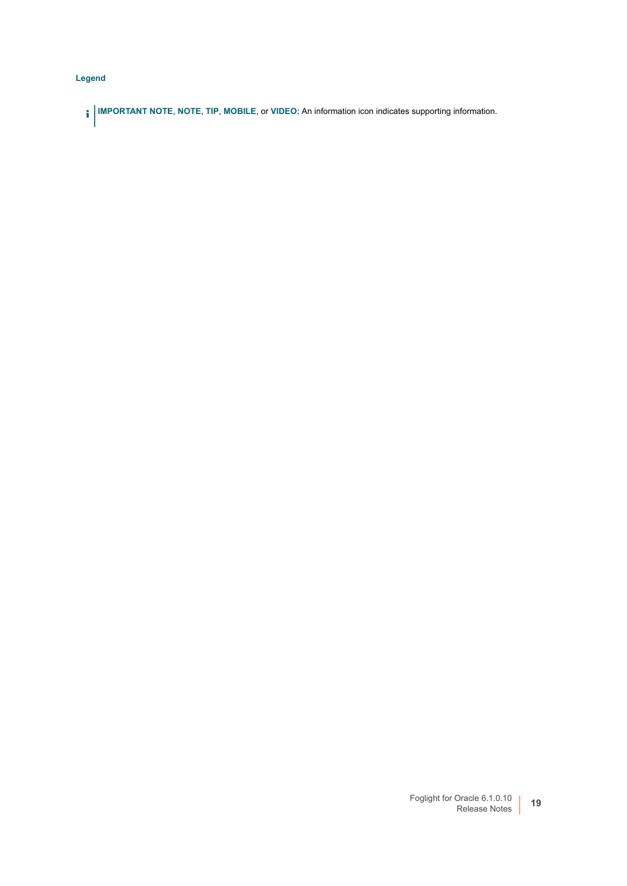### Legend

**IMPORTANT NOTE**, **NOTE**, **TIP**, **MOBILE**, or **VIDEO:** An information icon indicates supporting information.